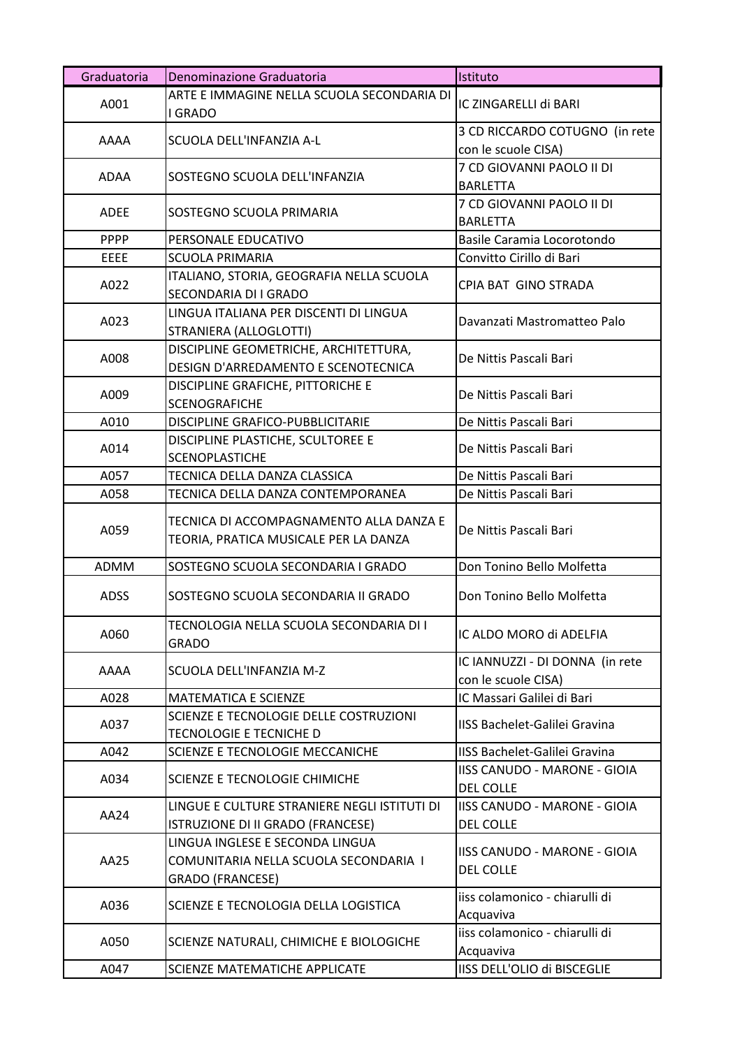| Graduatoria | Denominazione Graduatoria | Istituto |
|---|---|---|
| A001 | ARTE E IMMAGINE NELLA SCUOLA SECONDARIA DI I GRADO | IC ZINGARELLI di BARI |
| AAAA | SCUOLA DELL'INFANZIA A-L | 3 CD RICCARDO COTUGNO (in rete con le scuole CISA) |
| ADAA | SOSTEGNO SCUOLA DELL'INFANZIA | 7 CD GIOVANNI PAOLO II DI BARLETTA |
| ADEE | SOSTEGNO SCUOLA PRIMARIA | 7 CD GIOVANNI PAOLO II DI BARLETTA |
| PPPP | PERSONALE EDUCATIVO | Basile Caramia Locorotondo |
| EEEE | SCUOLA PRIMARIA | Convitto Cirillo di Bari |
| A022 | ITALIANO, STORIA, GEOGRAFIA NELLA SCUOLA SECONDARIA DI I GRADO | CPIA BAT GINO STRADA |
| A023 | LINGUA ITALIANA PER DISCENTI DI LINGUA STRANIERA (ALLOGLOTTI) | Davanzati Mastromatteo Palo |
| A008 | DISCIPLINE GEOMETRICHE, ARCHITETTURA, DESIGN D'ARREDAMENTO E SCENOTECNICA | De Nittis Pascali Bari |
| A009 | DISCIPLINE GRAFICHE, PITTORICHE E SCENOGRAFICHE | De Nittis Pascali Bari |
| A010 | DISCIPLINE GRAFICO-PUBBLICITARIE | De Nittis Pascali Bari |
| A014 | DISCIPLINE PLASTICHE, SCULTOREE E SCENOPLASTICHE | De Nittis Pascali Bari |
| A057 | TECNICA DELLA DANZA CLASSICA | De Nittis Pascali Bari |
| A058 | TECNICA DELLA DANZA CONTEMPORANEA | De Nittis Pascali Bari |
| A059 | TECNICA DI ACCOMPAGNAMENTO ALLA DANZA E TEORIA, PRATICA MUSICALE PER LA DANZA | De Nittis Pascali Bari |
| ADMM | SOSTEGNO SCUOLA SECONDARIA I GRADO | Don Tonino Bello Molfetta |
| ADSS | SOSTEGNO SCUOLA SECONDARIA II GRADO | Don Tonino Bello Molfetta |
| A060 | TECNOLOGIA NELLA SCUOLA SECONDARIA DI I GRADO | IC ALDO MORO di ADELFIA |
| AAAA | SCUOLA DELL'INFANZIA M-Z | IC IANNUZZI - DI DONNA (in rete con le scuole CISA) |
| A028 | MATEMATICA E SCIENZE | IC Massari Galilei di Bari |
| A037 | SCIENZE E TECNOLOGIE DELLE COSTRUZIONI TECNOLOGIE E TECNICHE D | IISS Bachelet-Galilei Gravina |
| A042 | SCIENZE E TECNOLOGIE MECCANICHE | IISS Bachelet-Galilei Gravina |
| A034 | SCIENZE E TECNOLOGIE CHIMICHE | IISS CANUDO - MARONE - GIOIA DEL COLLE |
| AA24 | LINGUE E CULTURE STRANIERE NEGLI ISTITUTI DI ISTRUZIONE DI II GRADO (FRANCESE) | IISS CANUDO - MARONE - GIOIA DEL COLLE |
| AA25 | LINGUA INGLESE E SECONDA LINGUA COMUNITARIA NELLA SCUOLA SECONDARIA I GRADO (FRANCESE) | IISS CANUDO - MARONE - GIOIA DEL COLLE |
| A036 | SCIENZE E TECNOLOGIA DELLA LOGISTICA | iiss colamonico - chiarulli di Acquaviva |
| A050 | SCIENZE NATURALI, CHIMICHE E BIOLOGICHE | iiss colamonico - chiarulli di Acquaviva |
| A047 | SCIENZE MATEMATICHE APPLICATE | IISS DELL'OLIO di BISCEGLIE |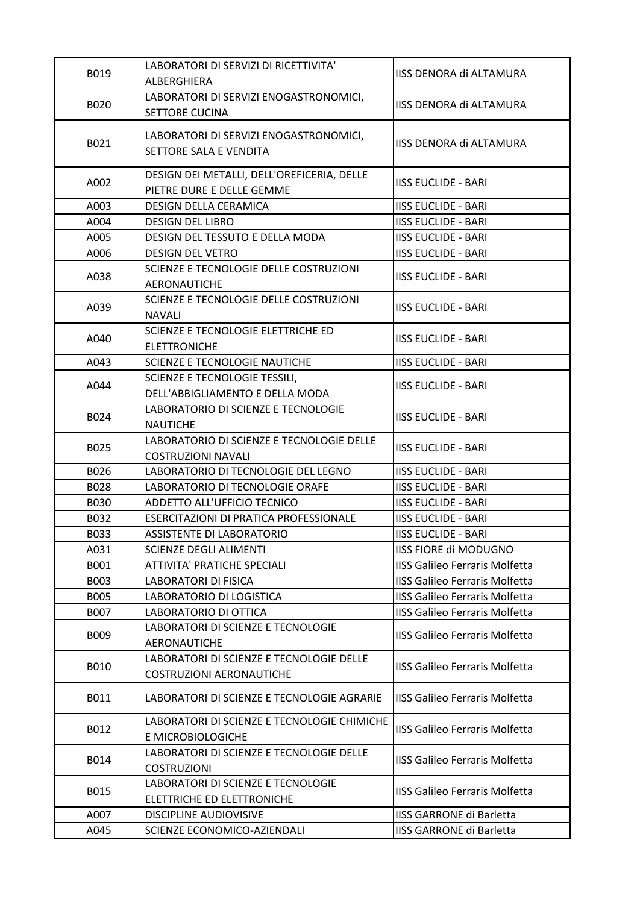| | | |
|---|---|---|
| B019 | LABORATORI DI SERVIZI DI RICETTIVITA' ALBERGHIERA | IISS DENORA di ALTAMURA |
| B020 | LABORATORI DI SERVIZI ENOGASTRONOMICI, SETTORE CUCINA | IISS DENORA di ALTAMURA |
| B021 | LABORATORI DI SERVIZI ENOGASTRONOMICI, SETTORE SALA E VENDITA | IISS DENORA di ALTAMURA |
| A002 | DESIGN DEI METALLI, DELL'OREFICERIA, DELLE PIETRE DURE E DELLE GEMME | IISS EUCLIDE - BARI |
| A003 | DESIGN DELLA CERAMICA | IISS EUCLIDE - BARI |
| A004 | DESIGN DEL LIBRO | IISS EUCLIDE - BARI |
| A005 | DESIGN DEL TESSUTO E DELLA MODA | IISS EUCLIDE - BARI |
| A006 | DESIGN DEL VETRO | IISS EUCLIDE - BARI |
| A038 | SCIENZE E TECNOLOGIE DELLE COSTRUZIONI AERONAUTICHE | IISS EUCLIDE - BARI |
| A039 | SCIENZE E TECNOLOGIE DELLE COSTRUZIONI NAVALI | IISS EUCLIDE - BARI |
| A040 | SCIENZE E TECNOLOGIE ELETTRICHE ED ELETTRONICHE | IISS EUCLIDE - BARI |
| A043 | SCIENZE E TECNOLOGIE NAUTICHE | IISS EUCLIDE - BARI |
| A044 | SCIENZE E TECNOLOGIE TESSILI, DELL'ABBIGLIAMENTO E DELLA MODA | IISS EUCLIDE - BARI |
| B024 | LABORATORIO DI SCIENZE E TECNOLOGIE NAUTICHE | IISS EUCLIDE - BARI |
| B025 | LABORATORIO DI SCIENZE E TECNOLOGIE DELLE COSTRUZIONI NAVALI | IISS EUCLIDE - BARI |
| B026 | LABORATORIO DI TECNOLOGIE DEL LEGNO | IISS EUCLIDE - BARI |
| B028 | LABORATORIO DI TECNOLOGIE ORAFE | IISS EUCLIDE - BARI |
| B030 | ADDETTO ALL'UFFICIO TECNICO | IISS EUCLIDE - BARI |
| B032 | ESERCITAZIONI DI PRATICA PROFESSIONALE | IISS EUCLIDE - BARI |
| B033 | ASSISTENTE DI LABORATORIO | IISS EUCLIDE - BARI |
| A031 | SCIENZE DEGLI ALIMENTI | IISS FIORE di MODUGNO |
| B001 | ATTIVITA' PRATICHE SPECIALI | IISS Galileo Ferraris Molfetta |
| B003 | LABORATORI DI FISICA | IISS Galileo Ferraris Molfetta |
| B005 | LABORATORIO DI LOGISTICA | IISS Galileo Ferraris Molfetta |
| B007 | LABORATORIO DI OTTICA | IISS Galileo Ferraris Molfetta |
| B009 | LABORATORI DI SCIENZE E TECNOLOGIE AERONAUTICHE | IISS Galileo Ferraris Molfetta |
| B010 | LABORATORI DI SCIENZE E TECNOLOGIE DELLE COSTRUZIONI AERONAUTICHE | IISS Galileo Ferraris Molfetta |
| B011 | LABORATORI DI SCIENZE E TECNOLOGIE AGRARIE | IISS Galileo Ferraris Molfetta |
| B012 | LABORATORI DI SCIENZE E TECNOLOGIE CHIMICHE E MICROBIOLOGICHE | IISS Galileo Ferraris Molfetta |
| B014 | LABORATORI DI SCIENZE E TECNOLOGIE DELLE COSTRUZIONI | IISS Galileo Ferraris Molfetta |
| B015 | LABORATORI DI SCIENZE E TECNOLOGIE ELETTRICHE ED ELETTRONICHE | IISS Galileo Ferraris Molfetta |
| A007 | DISCIPLINE AUDIOVISIVE | IISS GARRONE di Barletta |
| A045 | SCIENZE ECONOMICO-AZIENDALI | IISS GARRONE di Barletta |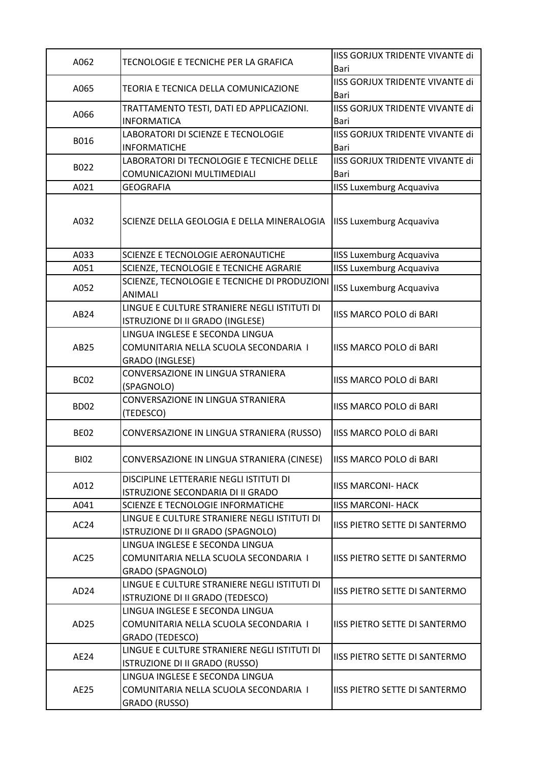| A062 | TECNOLOGIE E TECNICHE PER LA GRAFICA | IISS GORJUX TRIDENTE VIVANTE di Bari |
|---|---|---|
| A065 | TEORIA E TECNICA DELLA COMUNICAZIONE | IISS GORJUX TRIDENTE VIVANTE di Bari |
| A066 | TRATTAMENTO TESTI, DATI ED APPLICAZIONI. INFORMATICA | IISS GORJUX TRIDENTE VIVANTE di Bari |
| B016 | LABORATORI DI SCIENZE E TECNOLOGIE INFORMATICHE | IISS GORJUX TRIDENTE VIVANTE di Bari |
| B022 | LABORATORI DI TECNOLOGIE E TECNICHE DELLE COMUNICAZIONI MULTIMEDIALI | IISS GORJUX TRIDENTE VIVANTE di Bari |
| A021 | GEOGRAFIA | IISS Luxemburg Acquaviva |
| A032 | SCIENZE DELLA GEOLOGIA E DELLA MINERALOGIA | IISS Luxemburg Acquaviva |
| A033 | SCIENZE E TECNOLOGIE AERONAUTICHE | IISS Luxemburg Acquaviva |
| A051 | SCIENZE, TECNOLOGIE E TECNICHE AGRARIE | IISS Luxemburg Acquaviva |
| A052 | SCIENZE, TECNOLOGIE E TECNICHE DI PRODUZIONI ANIMALI | IISS Luxemburg Acquaviva |
| AB24 | LINGUE E CULTURE STRANIERE NEGLI ISTITUTI DI ISTRUZIONE DI II GRADO (INGLESE) | IISS MARCO POLO di BARI |
| AB25 | LINGUA INGLESE E SECONDA LINGUA COMUNITARIA NELLA SCUOLA SECONDARIA I GRADO (INGLESE) | IISS MARCO POLO di BARI |
| BC02 | CONVERSAZIONE IN LINGUA STRANIERA (SPAGNOLO) | IISS MARCO POLO di BARI |
| BD02 | CONVERSAZIONE IN LINGUA STRANIERA (TEDESCO) | IISS MARCO POLO di BARI |
| BE02 | CONVERSAZIONE IN LINGUA STRANIERA (RUSSO) | IISS MARCO POLO di BARI |
| BI02 | CONVERSAZIONE IN LINGUA STRANIERA (CINESE) | IISS MARCO POLO di BARI |
| A012 | DISCIPLINE LETTERARIE NEGLI ISTITUTI DI ISTRUZIONE SECONDARIA DI II GRADO | IISS MARCONI- HACK |
| A041 | SCIENZE E TECNOLOGIE INFORMATICHE | IISS MARCONI- HACK |
| AC24 | LINGUE E CULTURE STRANIERE NEGLI ISTITUTI DI ISTRUZIONE DI II GRADO (SPAGNOLO) | IISS PIETRO SETTE DI SANTERMO |
| AC25 | LINGUA INGLESE E SECONDA LINGUA COMUNITARIA NELLA SCUOLA SECONDARIA I GRADO (SPAGNOLO) | IISS PIETRO SETTE DI SANTERMO |
| AD24 | LINGUE E CULTURE STRANIERE NEGLI ISTITUTI DI ISTRUZIONE DI II GRADO (TEDESCO) | IISS PIETRO SETTE DI SANTERMO |
| AD25 | LINGUA INGLESE E SECONDA LINGUA COMUNITARIA NELLA SCUOLA SECONDARIA I GRADO (TEDESCO) | IISS PIETRO SETTE DI SANTERMO |
| AE24 | LINGUE E CULTURE STRANIERE NEGLI ISTITUTI DI ISTRUZIONE DI II GRADO (RUSSO) | IISS PIETRO SETTE DI SANTERMO |
| AE25 | LINGUA INGLESE E SECONDA LINGUA COMUNITARIA NELLA SCUOLA SECONDARIA I GRADO (RUSSO) | IISS PIETRO SETTE DI SANTERMO |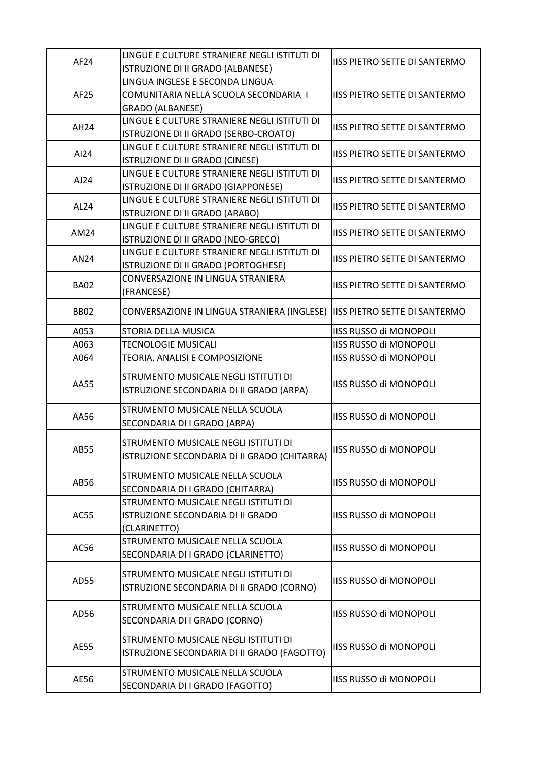| | | |
|---|---|---|
| AF24 | LINGUE E CULTURE STRANIERE NEGLI ISTITUTI DI ISTRUZIONE DI II GRADO (ALBANESE) | IISS PIETRO SETTE DI SANTERMO |
| AF25 | LINGUA INGLESE E SECONDA LINGUA COMUNITARIA NELLA SCUOLA SECONDARIA I GRADO (ALBANESE) | IISS PIETRO SETTE DI SANTERMO |
| AH24 | LINGUE E CULTURE STRANIERE NEGLI ISTITUTI DI ISTRUZIONE DI II GRADO (SERBO-CROATO) | IISS PIETRO SETTE DI SANTERMO |
| AI24 | LINGUE E CULTURE STRANIERE NEGLI ISTITUTI DI ISTRUZIONE DI II GRADO (CINESE) | IISS PIETRO SETTE DI SANTERMO |
| AJ24 | LINGUE E CULTURE STRANIERE NEGLI ISTITUTI DI ISTRUZIONE DI II GRADO (GIAPPONESE) | IISS PIETRO SETTE DI SANTERMO |
| AL24 | LINGUE E CULTURE STRANIERE NEGLI ISTITUTI DI ISTRUZIONE DI II GRADO (ARABO) | IISS PIETRO SETTE DI SANTERMO |
| AM24 | LINGUE E CULTURE STRANIERE NEGLI ISTITUTI DI ISTRUZIONE DI II GRADO (NEO-GRECO) | IISS PIETRO SETTE DI SANTERMO |
| AN24 | LINGUE E CULTURE STRANIERE NEGLI ISTITUTI DI ISTRUZIONE DI II GRADO (PORTOGHESE) | IISS PIETRO SETTE DI SANTERMO |
| BA02 | CONVERSAZIONE IN LINGUA STRANIERA (FRANCESE) | IISS PIETRO SETTE DI SANTERMO |
| BB02 | CONVERSAZIONE IN LINGUA STRANIERA (INGLESE) | IISS PIETRO SETTE DI SANTERMO |
| A053 | STORIA DELLA MUSICA | IISS RUSSO di MONOPOLI |
| A063 | TECNOLOGIE MUSICALI | IISS RUSSO di MONOPOLI |
| A064 | TEORIA, ANALISI E COMPOSIZIONE | IISS RUSSO di MONOPOLI |
| AA55 | STRUMENTO MUSICALE NEGLI ISTITUTI DI ISTRUZIONE SECONDARIA DI II GRADO (ARPA) | IISS RUSSO di MONOPOLI |
| AA56 | STRUMENTO MUSICALE NELLA SCUOLA SECONDARIA DI I GRADO (ARPA) | IISS RUSSO di MONOPOLI |
| AB55 | STRUMENTO MUSICALE NEGLI ISTITUTI DI ISTRUZIONE SECONDARIA DI II GRADO (CHITARRA) | IISS RUSSO di MONOPOLI |
| AB56 | STRUMENTO MUSICALE NELLA SCUOLA SECONDARIA DI I GRADO (CHITARRA) | IISS RUSSO di MONOPOLI |
| AC55 | STRUMENTO MUSICALE NEGLI ISTITUTI DI ISTRUZIONE SECONDARIA DI II GRADO (CLARINETTO) | IISS RUSSO di MONOPOLI |
| AC56 | STRUMENTO MUSICALE NELLA SCUOLA SECONDARIA DI I GRADO (CLARINETTO) | IISS RUSSO di MONOPOLI |
| AD55 | STRUMENTO MUSICALE NEGLI ISTITUTI DI ISTRUZIONE SECONDARIA DI II GRADO (CORNO) | IISS RUSSO di MONOPOLI |
| AD56 | STRUMENTO MUSICALE NELLA SCUOLA SECONDARIA DI I GRADO (CORNO) | IISS RUSSO di MONOPOLI |
| AE55 | STRUMENTO MUSICALE NEGLI ISTITUTI DI ISTRUZIONE SECONDARIA DI II GRADO (FAGOTTO) | IISS RUSSO di MONOPOLI |
| AE56 | STRUMENTO MUSICALE NELLA SCUOLA SECONDARIA DI I GRADO (FAGOTTO) | IISS RUSSO di MONOPOLI |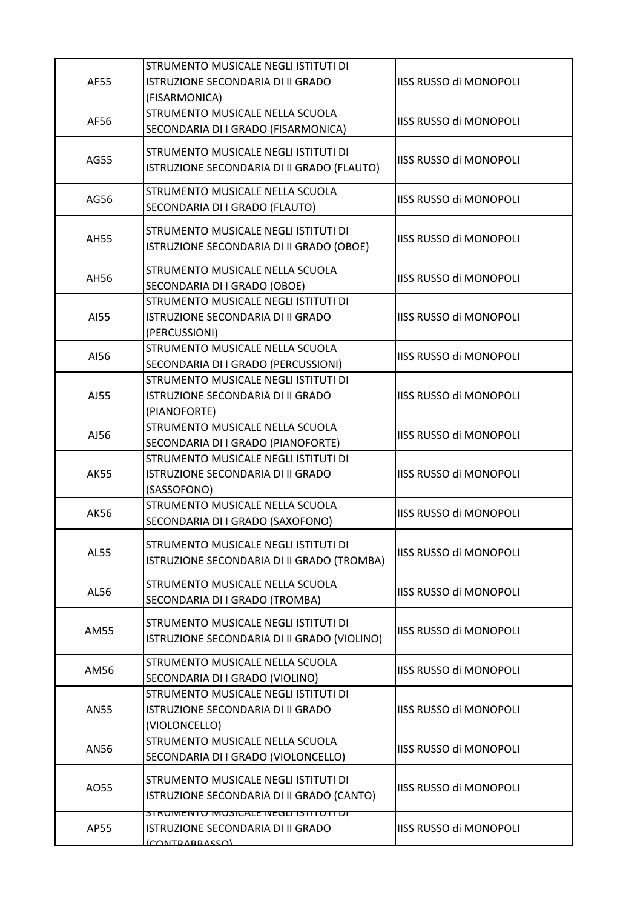| | | |
|---|---|---|
| AF55 | STRUMENTO MUSICALE NEGLI ISTITUTI DI ISTRUZIONE SECONDARIA DI II GRADO (FISARMONICA) | IISS RUSSO di MONOPOLI |
| AF56 | STRUMENTO MUSICALE NELLA SCUOLA SECONDARIA DI I GRADO (FISARMONICA) | IISS RUSSO di MONOPOLI |
| AG55 | STRUMENTO MUSICALE NEGLI ISTITUTI DI ISTRUZIONE SECONDARIA DI II GRADO (FLAUTO) | IISS RUSSO di MONOPOLI |
| AG56 | STRUMENTO MUSICALE NELLA SCUOLA SECONDARIA DI I GRADO (FLAUTO) | IISS RUSSO di MONOPOLI |
| AH55 | STRUMENTO MUSICALE NEGLI ISTITUTI DI ISTRUZIONE SECONDARIA DI II GRADO (OBOE) | IISS RUSSO di MONOPOLI |
| AH56 | STRUMENTO MUSICALE NELLA SCUOLA SECONDARIA DI I GRADO (OBOE) | IISS RUSSO di MONOPOLI |
| AI55 | STRUMENTO MUSICALE NEGLI ISTITUTI DI ISTRUZIONE SECONDARIA DI II GRADO (PERCUSSIONI) | IISS RUSSO di MONOPOLI |
| AI56 | STRUMENTO MUSICALE NELLA SCUOLA SECONDARIA DI I GRADO (PERCUSSIONI) | IISS RUSSO di MONOPOLI |
| AJ55 | STRUMENTO MUSICALE NEGLI ISTITUTI DI ISTRUZIONE SECONDARIA DI II GRADO (PIANOFORTE) | IISS RUSSO di MONOPOLI |
| AJ56 | STRUMENTO MUSICALE NELLA SCUOLA SECONDARIA DI I GRADO (PIANOFORTE) | IISS RUSSO di MONOPOLI |
| AK55 | STRUMENTO MUSICALE NEGLI ISTITUTI DI ISTRUZIONE SECONDARIA DI II GRADO (SASSOFONO) | IISS RUSSO di MONOPOLI |
| AK56 | STRUMENTO MUSICALE NELLA SCUOLA SECONDARIA DI I GRADO (SAXOFONO) | IISS RUSSO di MONOPOLI |
| AL55 | STRUMENTO MUSICALE NEGLI ISTITUTI DI ISTRUZIONE SECONDARIA DI II GRADO (TROMBA) | IISS RUSSO di MONOPOLI |
| AL56 | STRUMENTO MUSICALE NELLA SCUOLA SECONDARIA DI I GRADO (TROMBA) | IISS RUSSO di MONOPOLI |
| AM55 | STRUMENTO MUSICALE NEGLI ISTITUTI DI ISTRUZIONE SECONDARIA DI II GRADO (VIOLINO) | IISS RUSSO di MONOPOLI |
| AM56 | STRUMENTO MUSICALE NELLA SCUOLA SECONDARIA DI I GRADO (VIOLINO) | IISS RUSSO di MONOPOLI |
| AN55 | STRUMENTO MUSICALE NEGLI ISTITUTI DI ISTRUZIONE SECONDARIA DI II GRADO (VIOLONCELLO) | IISS RUSSO di MONOPOLI |
| AN56 | STRUMENTO MUSICALE NELLA SCUOLA SECONDARIA DI I GRADO (VIOLONCELLO) | IISS RUSSO di MONOPOLI |
| AO55 | STRUMENTO MUSICALE NEGLI ISTITUTI DI ISTRUZIONE SECONDARIA DI II GRADO (CANTO) | IISS RUSSO di MONOPOLI |
| AP55 | STRUMENTO MUSICALE NEGLI ISTITUTI DI ISTRUZIONE SECONDARIA DI II GRADO (CONTRABBASSO) | IISS RUSSO di MONOPOLI |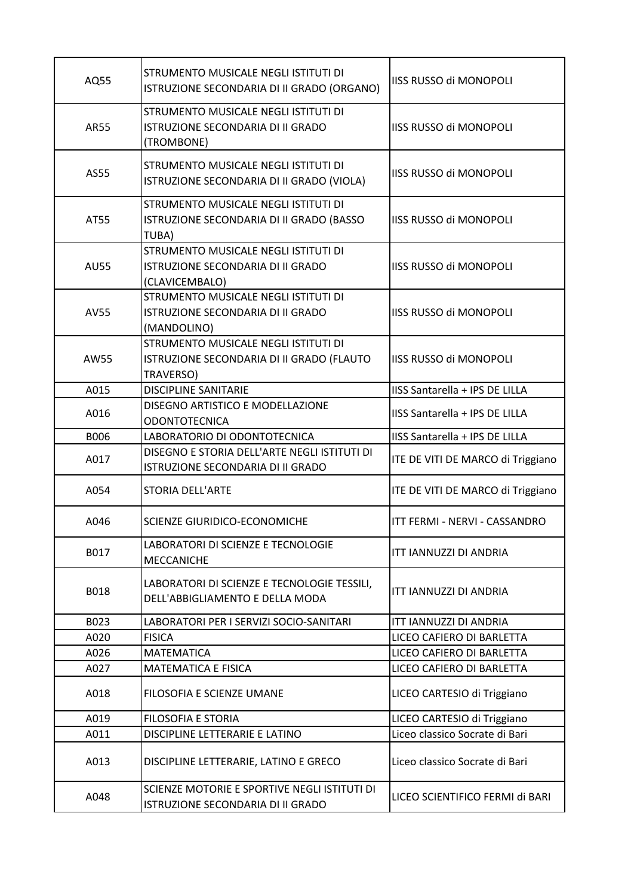| AQ55 | STRUMENTO MUSICALE NEGLI ISTITUTI DI ISTRUZIONE SECONDARIA DI II GRADO (ORGANO) | IISS RUSSO di MONOPOLI |
|---|---|---|
| AR55 | STRUMENTO MUSICALE NEGLI ISTITUTI DI ISTRUZIONE SECONDARIA DI II GRADO (TROMBONE) | IISS RUSSO di MONOPOLI |
| AS55 | STRUMENTO MUSICALE NEGLI ISTITUTI DI ISTRUZIONE SECONDARIA DI II GRADO (VIOLA) | IISS RUSSO di MONOPOLI |
| AT55 | STRUMENTO MUSICALE NEGLI ISTITUTI DI ISTRUZIONE SECONDARIA DI II GRADO (BASSO TUBA) | IISS RUSSO di MONOPOLI |
| AU55 | STRUMENTO MUSICALE NEGLI ISTITUTI DI ISTRUZIONE SECONDARIA DI II GRADO (CLAVICEMBALO) | IISS RUSSO di MONOPOLI |
| AV55 | STRUMENTO MUSICALE NEGLI ISTITUTI DI ISTRUZIONE SECONDARIA DI II GRADO (MANDOLINO) | IISS RUSSO di MONOPOLI |
| AW55 | STRUMENTO MUSICALE NEGLI ISTITUTI DI ISTRUZIONE SECONDARIA DI II GRADO (FLAUTO TRAVERSO) | IISS RUSSO di MONOPOLI |
| A015 | DISCIPLINE SANITARIE | IISS Santarella + IPS DE LILLA |
| A016 | DISEGNO ARTISTICO E MODELLAZIONE ODONTOTECNICA | IISS Santarella + IPS DE LILLA |
| B006 | LABORATORIO DI ODONTOTECNICA | IISS Santarella + IPS DE LILLA |
| A017 | DISEGNO E STORIA DELL'ARTE NEGLI ISTITUTI DI ISTRUZIONE SECONDARIA DI II GRADO | ITE DE VITI DE MARCO di Triggiano |
| A054 | STORIA DELL'ARTE | ITE DE VITI DE MARCO di Triggiano |
| A046 | SCIENZE GIURIDICO-ECONOMICHE | ITT FERMI - NERVI - CASSANDRO |
| B017 | LABORATORI DI SCIENZE E TECNOLOGIE MECCANICHE | ITT IANNUZZI DI ANDRIA |
| B018 | LABORATORI DI SCIENZE E TECNOLOGIE TESSILI, DELL'ABBIGLIAMENTO E DELLA MODA | ITT IANNUZZI DI ANDRIA |
| B023 | LABORATORI PER I SERVIZI SOCIO-SANITARI | ITT IANNUZZI DI ANDRIA |
| A020 | FISICA | LICEO CAFIERO DI BARLETTA |
| A026 | MATEMATICA | LICEO CAFIERO DI BARLETTA |
| A027 | MATEMATICA E FISICA | LICEO CAFIERO DI BARLETTA |
| A018 | FILOSOFIA E SCIENZE UMANE | LICEO CARTESIO di Triggiano |
| A019 | FILOSOFIA E STORIA | LICEO CARTESIO di Triggiano |
| A011 | DISCIPLINE LETTERARIE E LATINO | Liceo classico Socrate di Bari |
| A013 | DISCIPLINE LETTERARIE, LATINO E GRECO | Liceo classico Socrate di Bari |
| A048 | SCIENZE MOTORIE E SPORTIVE NEGLI ISTITUTI DI ISTRUZIONE SECONDARIA DI II GRADO | LICEO SCIENTIFICO FERMI di BARI |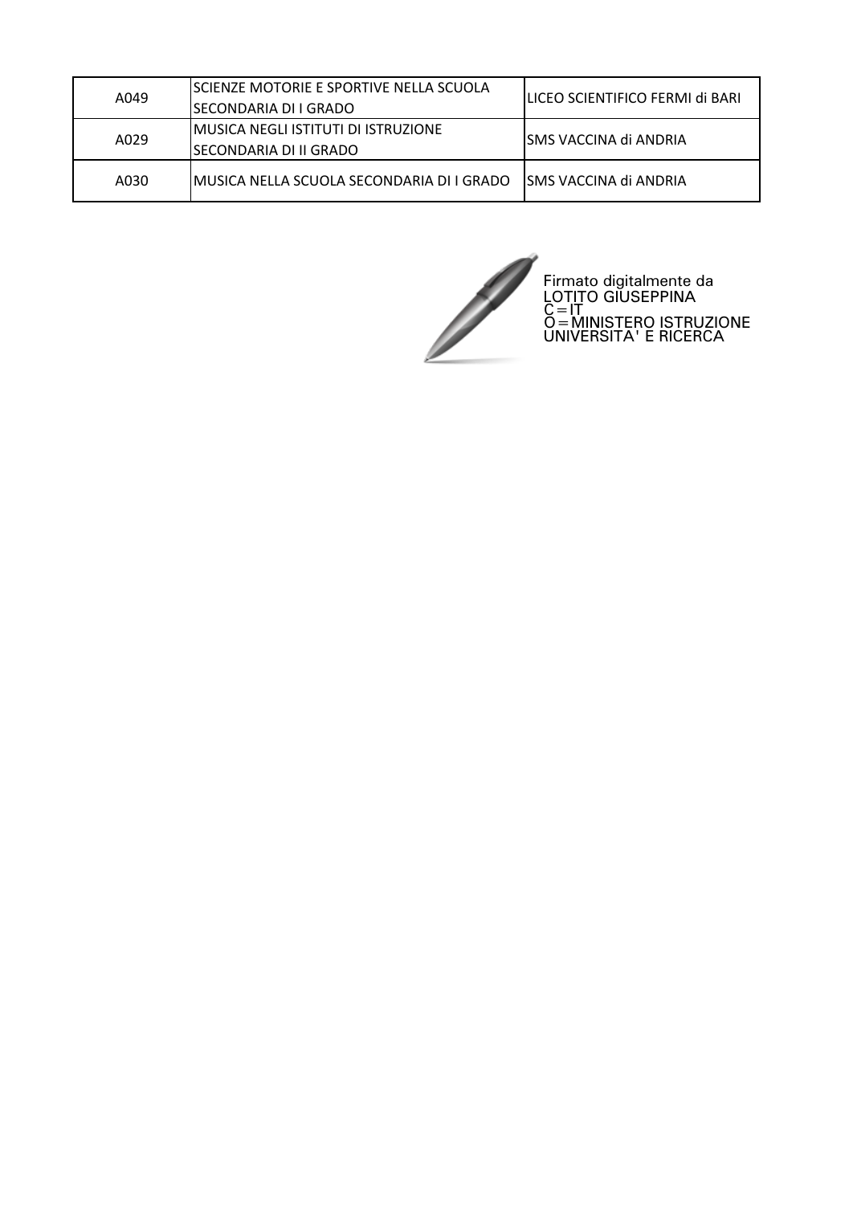| | | |
|---|---|---|
| A049 | SCIENZE MOTORIE E SPORTIVE NELLA SCUOLA SECONDARIA DI I GRADO | LICEO SCIENTIFICO FERMI di BARI |
| A029 | MUSICA NEGLI ISTITUTI DI ISTRUZIONE SECONDARIA DI II GRADO | SMS VACCINA di ANDRIA |
| A030 | MUSICA NELLA SCUOLA SECONDARIA DI I GRADO | SMS VACCINA di ANDRIA |

Firmato digitalmente da
LOTITO GIUSEPPINA
C=IT
O=MINISTERO ISTRUZIONE UNIVERSITA' E RICERCA